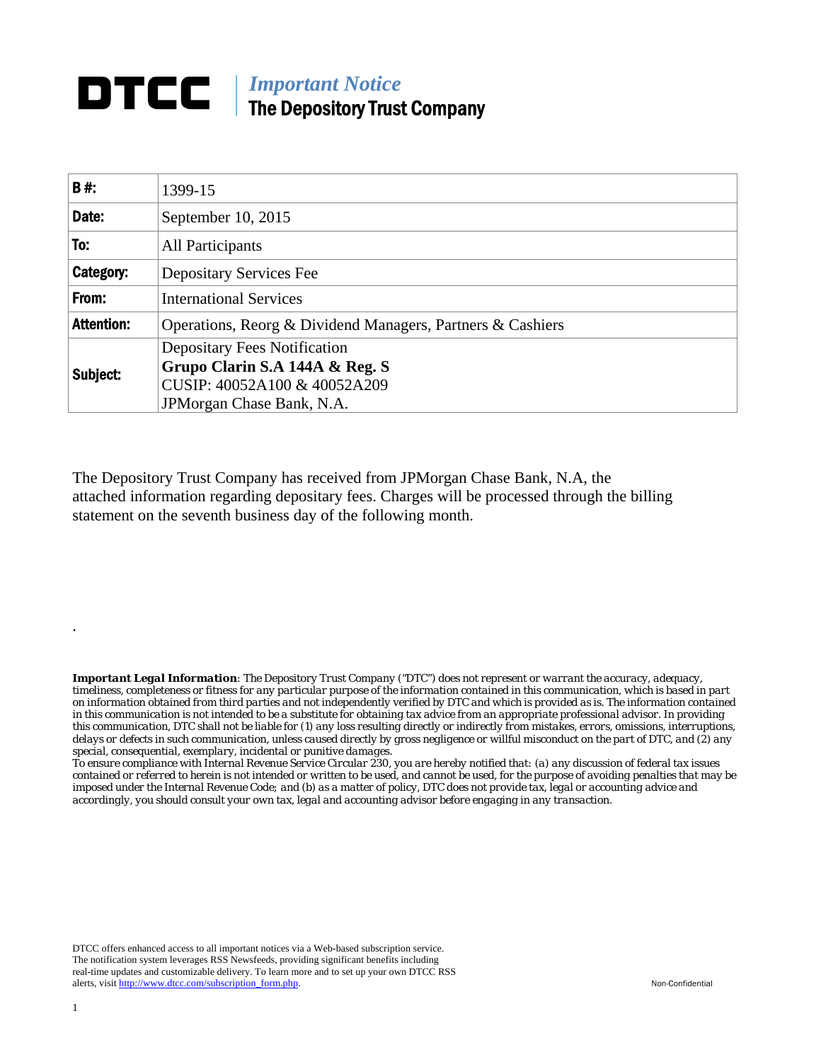# DTCC | *Important Notice*
## The Depository Trust Company

| | |
|---|---|
| **B #:** | 1399-15 |
| **Date:** | September 10, 2015 |
| **To:** | All Participants |
| **Category:** | Depositary Services Fee |
| **From:** | International Services |
| **Attention:** | Operations, Reorg & Dividend Managers, Partners & Cashiers |
| **Subject:** | Depositary Fees Notification<br>**Grupo Clarin S.A 144A & Reg. S**<br>CUSIP: 40052A100 & 40052A209<br>JPMorgan Chase Bank, N.A. |

The Depository Trust Company has received from JPMorgan Chase Bank, N.A, the attached information regarding depositary fees. Charges will be processed through the billing statement on the seventh business day of the following month.

.

***Important Legal Information****: The Depository Trust Company ("DTC") does not represent or warrant the accuracy, adequacy, timeliness, completeness or fitness for any particular purpose of the information contained in this communication, which is based in part on information obtained from third parties and not independently verified by DTC and which is provided as is. The information contained in this communication is not intended to be a substitute for obtaining tax advice from an appropriate professional advisor. In providing this communication, DTC shall not be liable for (1) any loss resulting directly or indirectly from mistakes, errors, omissions, interruptions, delays or defects in such communication, unless caused directly by gross negligence or willful misconduct on the part of DTC, and (2) any special, consequential, exemplary, incidental or punitive damages.*

*To ensure compliance with Internal Revenue Service Circular 230, you are hereby notified that: (a) any discussion of federal tax issues contained or referred to herein is not intended or written to be used, and cannot be used, for the purpose of avoiding penalties that may be imposed under the Internal Revenue Code; and (b) as a matter of policy, DTC does not provide tax, legal or accounting advice and accordingly, you should consult your own tax, legal and accounting advisor before engaging in any transaction.*

DTCC offers enhanced access to all important notices via a Web-based subscription service. The notification system leverages RSS Newsfeeds, providing significant benefits including real-time updates and customizable delivery. To learn more and to set up your own DTCC RSS alerts, visit http://www.dtcc.com/subscription_form.php.

Non-Confidential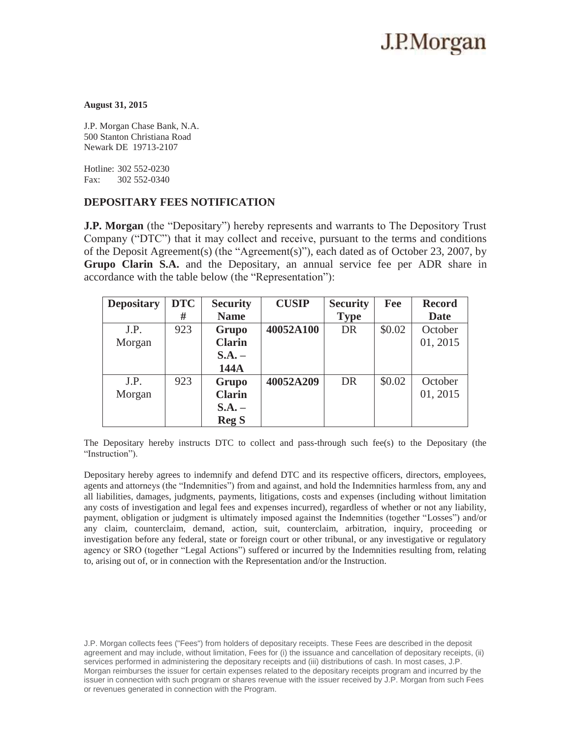J.P.Morgan

**August 31, 2015**

J.P. Morgan Chase Bank, N.A.
500 Stanton Christiana Road
Newark DE 19713-2107

Hotline: 302 552-0230
Fax: 302 552-0340

## DEPOSITARY FEES NOTIFICATION

**J.P. Morgan** (the "Depositary") hereby represents and warrants to The Depository Trust Company ("DTC") that it may collect and receive, pursuant to the terms and conditions of the Deposit Agreement(s) (the "Agreement(s)"), each dated as of October 23, 2007, by **Grupo Clarin S.A.** and the Depositary, an annual service fee per ADR share in accordance with the table below (the "Representation"):

| Depositary | DTC # | Security Name | CUSIP | Security Type | Fee | Record Date |
|---|---|---|---|---|---|---|
| J.P. Morgan | 923 | **Grupo Clarin S.A. – 144A** | **40052A100** | DR | $0.02 | October 01, 2015 |
| J.P. Morgan | 923 | **Grupo Clarin S.A. – Reg S** | **40052A209** | DR | $0.02 | October 01, 2015 |

The Depositary hereby instructs DTC to collect and pass-through such fee(s) to the Depositary (the "Instruction").

Depositary hereby agrees to indemnify and defend DTC and its respective officers, directors, employees, agents and attorneys (the "Indemnities") from and against, and hold the Indemnities harmless from, any and all liabilities, damages, judgments, payments, litigations, costs and expenses (including without limitation any costs of investigation and legal fees and expenses incurred), regardless of whether or not any liability, payment, obligation or judgment is ultimately imposed against the Indemnities (together "Losses") and/or any claim, counterclaim, demand, action, suit, counterclaim, arbitration, inquiry, proceeding or investigation before any federal, state or foreign court or other tribunal, or any investigative or regulatory agency or SRO (together "Legal Actions") suffered or incurred by the Indemnities resulting from, relating to, arising out of, or in connection with the Representation and/or the Instruction.

J.P. Morgan collects fees ("Fees") from holders of depositary receipts. These Fees are described in the deposit agreement and may include, without limitation, Fees for (i) the issuance and cancellation of depositary receipts, (ii) services performed in administering the depositary receipts and (iii) distributions of cash. In most cases, J.P. Morgan reimburses the issuer for certain expenses related to the depositary receipts program and incurred by the issuer in connection with such program or shares revenue with the issuer received by J.P. Morgan from such Fees or revenues generated in connection with the Program.